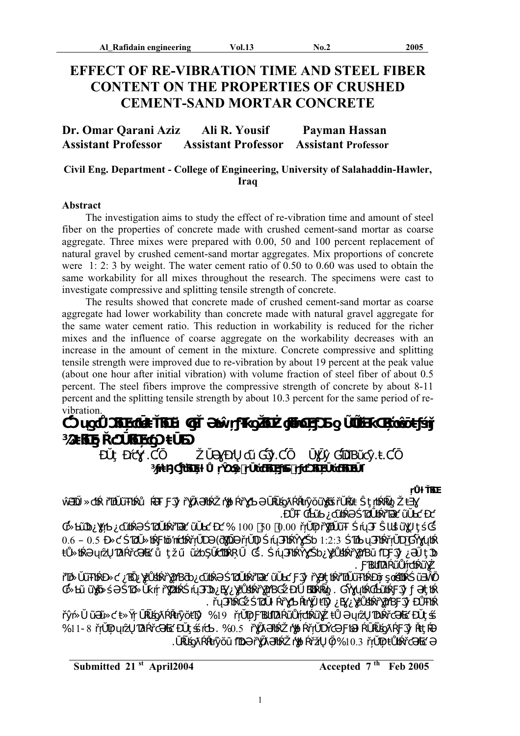# EFFECT OF RE-VIBRATION TIME AND STEEL FIBER CONTENT ON THE PROPERTIES OF CRUSHED CEMENT-SAND MORTAR CONCRETE

**Dr. Omar Qarani Aziz** — Assistant Professor
**Ali R. Yousif** — Assistant Professor
**Payman Hassan** — Assistant Professor

**Civil Eng. Department - College of Engineering, University of Salahaddin-Hawler, Iraq**

## Abstract

The investigation aims to study the effect of re-vibration time and amount of steel fiber on the properties of concrete made with crushed cement-sand mortar as coarse aggregate. Three mixes were prepared with 0.00, 50 and 100 percent replacement of natural gravel by crushed cement-sand mortar aggregates. Mix proportions of concrete were 1: 2: 3 by weight. The water cement ratio of 0.50 to 0.60 was used to obtain the same workability for all mixes throughout the research. The specimens were cast to investigate compressive and splitting tensile strength of concrete.

The results showed that concrete made of crushed cement-sand mortar as coarse aggregate had lower workability than concrete made with natural gravel aggregate for the same water cement ratio. This reduction in workability is reduced for the richer mixes and the influence of coarse aggregate on the workability decreases with an increase in the amount of cement in the mixture. Concrete compressive and splitting tensile strength were improved due to re-vibration by about 19 percent at the peak value (about one hour after initial vibration) with volume fraction of steel fiber of about 0.5 percent. The steel fibers improve the compressive strength of concrete by about 8-11 percent and the splitting tensile strength by about 10.3 percent for the same period of re-vibration.

**Submitted 21[st] April2004** **Accepted 7[th] Feb 2005**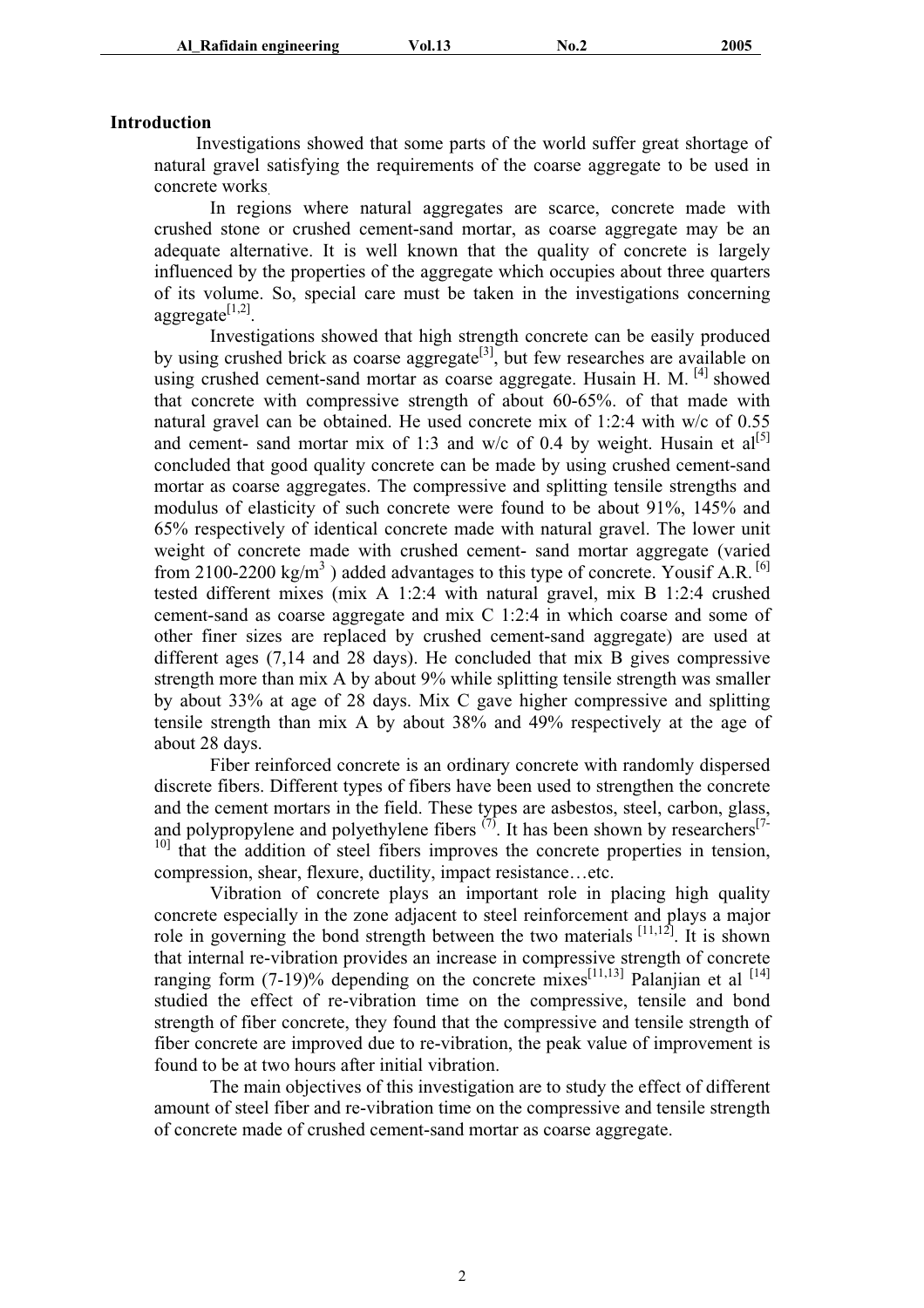## Introduction

Investigations showed that some parts of the world suffer great shortage of natural gravel satisfying the requirements of the coarse aggregate to be used in concrete works.

In regions where natural aggregates are scarce, concrete made with crushed stone or crushed cement-sand mortar, as coarse aggregate may be an adequate alternative. It is well known that the quality of concrete is largely influenced by the properties of the aggregate which occupies about three quarters of its volume. So, special care must be taken in the investigations concerning aggregate[1,2].

Investigations showed that high strength concrete can be easily produced by using crushed brick as coarse aggregate[3], but few researches are available on using crushed cement-sand mortar as coarse aggregate. Husain H. M. [4] showed that concrete with compressive strength of about 60-65%. of that made with natural gravel can be obtained. He used concrete mix of 1:2:4 with w/c of 0.55 and cement- sand mortar mix of 1:3 and w/c of 0.4 by weight. Husain et al[5] concluded that good quality concrete can be made by using crushed cement-sand mortar as coarse aggregates. The compressive and splitting tensile strengths and modulus of elasticity of such concrete were found to be about 91%, 145% and 65% respectively of identical concrete made with natural gravel. The lower unit weight of concrete made with crushed cement- sand mortar aggregate (varied from 2100-2200 kg/m$^3$ ) added advantages to this type of concrete. Yousif A.R. [6] tested different mixes (mix A 1:2:4 with natural gravel, mix B 1:2:4 crushed cement-sand as coarse aggregate and mix C 1:2:4 in which coarse and some of other finer sizes are replaced by crushed cement-sand aggregate) are used at different ages (7,14 and 28 days). He concluded that mix B gives compressive strength more than mix A by about 9% while splitting tensile strength was smaller by about 33% at age of 28 days. Mix C gave higher compressive and splitting tensile strength than mix A by about 38% and 49% respectively at the age of about 28 days.

Fiber reinforced concrete is an ordinary concrete with randomly dispersed discrete fibers. Different types of fibers have been used to strengthen the concrete and the cement mortars in the field. These types are asbestos, steel, carbon, glass, and polypropylene and polyethylene fibers (7). It has been shown by researchers[7-10] that the addition of steel fibers improves the concrete properties in tension, compression, shear, flexure, ductility, impact resistance…etc.

Vibration of concrete plays an important role in placing high quality concrete especially in the zone adjacent to steel reinforcement and plays a major role in governing the bond strength between the two materials [11,12]. It is shown that internal re-vibration provides an increase in compressive strength of concrete ranging form (7-19)% depending on the concrete mixes[11,13] Palanjian et al [14] studied the effect of re-vibration time on the compressive, tensile and bond strength of fiber concrete, they found that the compressive and tensile strength of fiber concrete are improved due to re-vibration, the peak value of improvement is found to be at two hours after initial vibration.

The main objectives of this investigation are to study the effect of different amount of steel fiber and re-vibration time on the compressive and tensile strength of concrete made of crushed cement-sand mortar as coarse aggregate.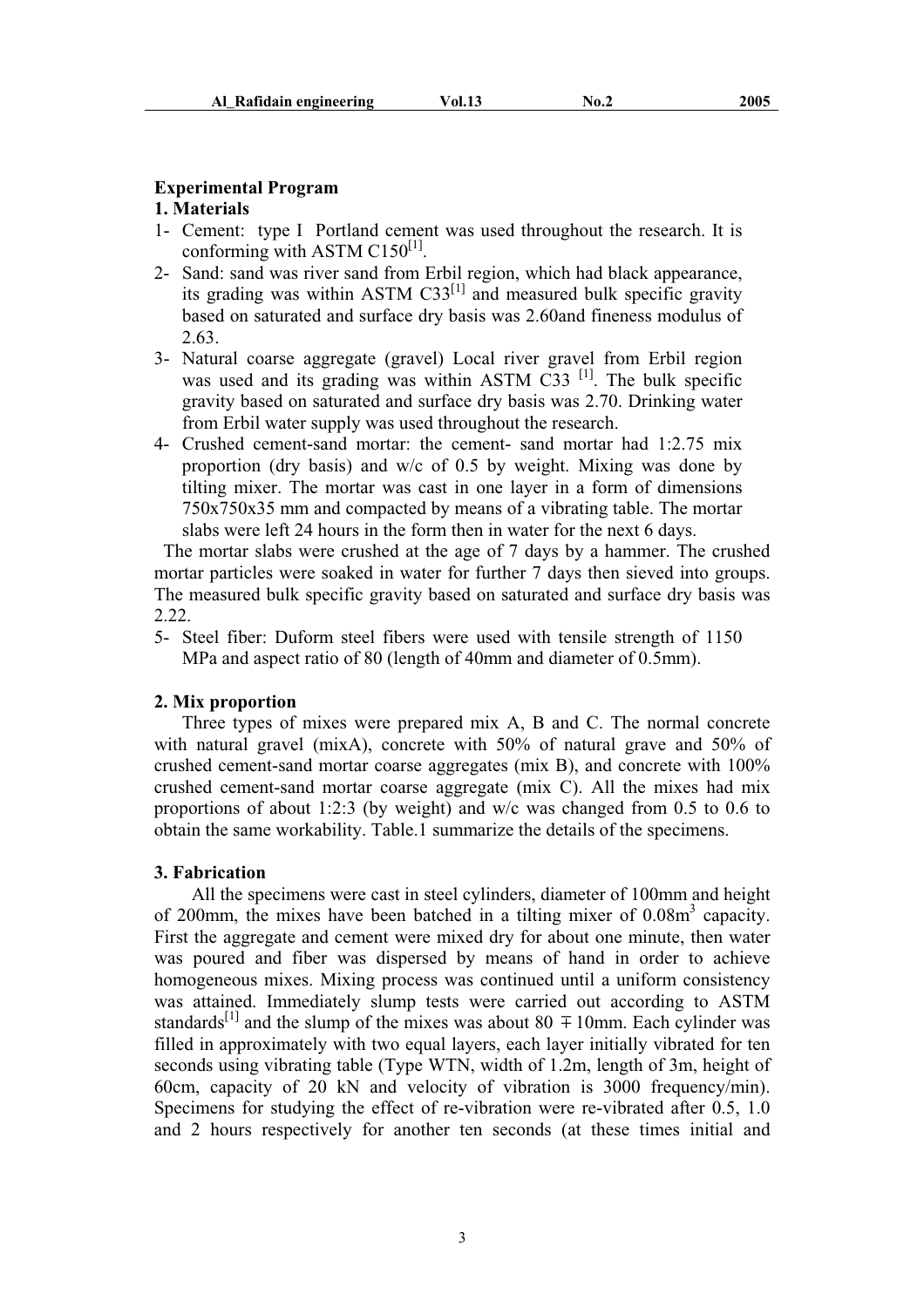## Experimental Program

### 1. Materials

1- Cement: type I Portland cement was used throughout the research. It is conforming with ASTM C150[1].
2- Sand: sand was river sand from Erbil region, which had black appearance, its grading was within ASTM C33[1] and measured bulk specific gravity based on saturated and surface dry basis was 2.60and fineness modulus of 2.63.
3- Natural coarse aggregate (gravel) Local river gravel from Erbil region was used and its grading was within ASTM C33 [1]. The bulk specific gravity based on saturated and surface dry basis was 2.70. Drinking water from Erbil water supply was used throughout the research.
4- Crushed cement-sand mortar: the cement- sand mortar had 1:2.75 mix proportion (dry basis) and w/c of 0.5 by weight. Mixing was done by tilting mixer. The mortar was cast in one layer in a form of dimensions 750x750x35 mm and compacted by means of a vibrating table. The mortar slabs were left 24 hours in the form then in water for the next 6 days.

The mortar slabs were crushed at the age of 7 days by a hammer. The crushed mortar particles were soaked in water for further 7 days then sieved into groups. The measured bulk specific gravity based on saturated and surface dry basis was 2.22.

5- Steel fiber: Duform steel fibers were used with tensile strength of 1150 MPa and aspect ratio of 80 (length of 40mm and diameter of 0.5mm).

### 2. Mix proportion

Three types of mixes were prepared mix A, B and C. The normal concrete with natural gravel (mixA), concrete with 50% of natural grave and 50% of crushed cement-sand mortar coarse aggregates (mix B), and concrete with 100% crushed cement-sand mortar coarse aggregate (mix C). All the mixes had mix proportions of about 1:2:3 (by weight) and w/c was changed from 0.5 to 0.6 to obtain the same workability. Table.1 summarize the details of the specimens.

### 3. Fabrication

All the specimens were cast in steel cylinders, diameter of 100mm and height of 200mm, the mixes have been batched in a tilting mixer of $0.08m^3$ capacity. First the aggregate and cement were mixed dry for about one minute, then water was poured and fiber was dispersed by means of hand in order to achieve homogeneous mixes. Mixing process was continued until a uniform consistency was attained. Immediately slump tests were carried out according to ASTM standards[1] and the slump of the mixes was about 80 $\mp$10mm. Each cylinder was filled in approximately with two equal layers, each layer initially vibrated for ten seconds using vibrating table (Type WTN, width of 1.2m, length of 3m, height of 60cm, capacity of 20 kN and velocity of vibration is 3000 frequency/min). Specimens for studying the effect of re-vibration were re-vibrated after 0.5, 1.0 and 2 hours respectively for another ten seconds (at these times initial and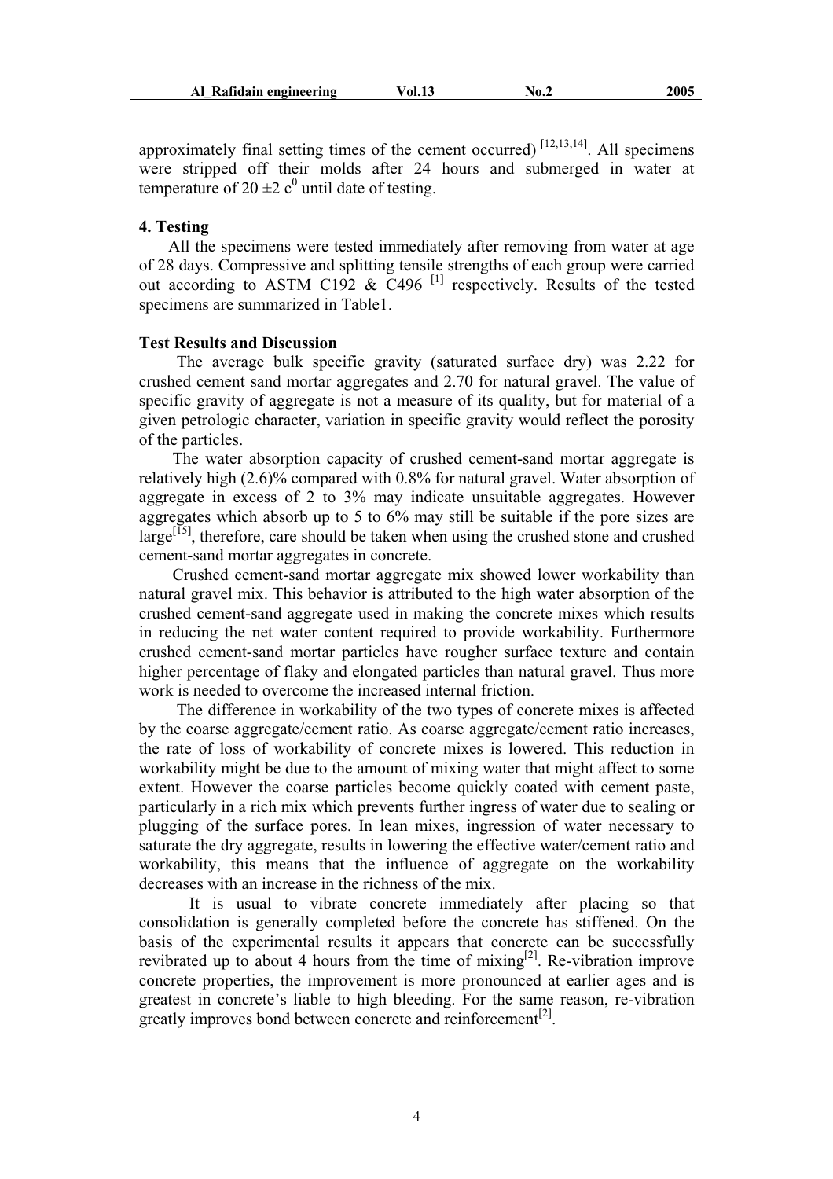approximately final setting times of the cement occurred) [12,13,14]. All specimens were stripped off their molds after 24 hours and submerged in water at temperature of 20 ±2 $c^0$ until date of testing.

## 4. Testing

All the specimens were tested immediately after removing from water at age of 28 days. Compressive and splitting tensile strengths of each group were carried out according to ASTM C192 & C496 [1] respectively. Results of the tested specimens are summarized in Table1.

## Test Results and Discussion

The average bulk specific gravity (saturated surface dry) was 2.22 for crushed cement sand mortar aggregates and 2.70 for natural gravel. The value of specific gravity of aggregate is not a measure of its quality, but for material of a given petrologic character, variation in specific gravity would reflect the porosity of the particles.

The water absorption capacity of crushed cement-sand mortar aggregate is relatively high (2.6)% compared with 0.8% for natural gravel. Water absorption of aggregate in excess of 2 to 3% may indicate unsuitable aggregates. However aggregates which absorb up to 5 to 6% may still be suitable if the pore sizes are large[15], therefore, care should be taken when using the crushed stone and crushed cement-sand mortar aggregates in concrete.

Crushed cement-sand mortar aggregate mix showed lower workability than natural gravel mix. This behavior is attributed to the high water absorption of the crushed cement-sand aggregate used in making the concrete mixes which results in reducing the net water content required to provide workability. Furthermore crushed cement-sand mortar particles have rougher surface texture and contain higher percentage of flaky and elongated particles than natural gravel. Thus more work is needed to overcome the increased internal friction.

The difference in workability of the two types of concrete mixes is affected by the coarse aggregate/cement ratio. As coarse aggregate/cement ratio increases, the rate of loss of workability of concrete mixes is lowered. This reduction in workability might be due to the amount of mixing water that might affect to some extent. However the coarse particles become quickly coated with cement paste, particularly in a rich mix which prevents further ingress of water due to sealing or plugging of the surface pores. In lean mixes, ingression of water necessary to saturate the dry aggregate, results in lowering the effective water/cement ratio and workability, this means that the influence of aggregate on the workability decreases with an increase in the richness of the mix.

It is usual to vibrate concrete immediately after placing so that consolidation is generally completed before the concrete has stiffened. On the basis of the experimental results it appears that concrete can be successfully revibrated up to about 4 hours from the time of mixing[2]. Re-vibration improve concrete properties, the improvement is more pronounced at earlier ages and is greatest in concrete's liable to high bleeding. For the same reason, re-vibration greatly improves bond between concrete and reinforcement[2].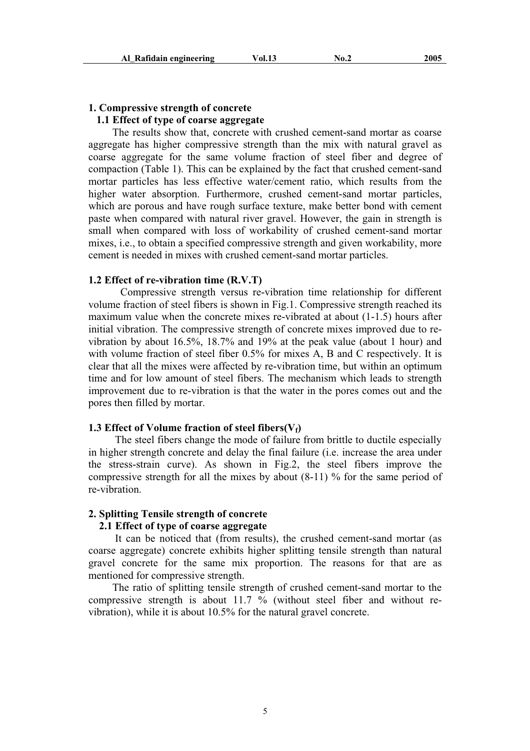### 1. Compressive strength of concrete

#### 1.1 Effect of type of coarse aggregate

The results show that, concrete with crushed cement-sand mortar as coarse aggregate has higher compressive strength than the mix with natural gravel as coarse aggregate for the same volume fraction of steel fiber and degree of compaction (Table 1). This can be explained by the fact that crushed cement-sand mortar particles has less effective water/cement ratio, which results from the higher water absorption. Furthermore, crushed cement-sand mortar particles, which are porous and have rough surface texture, make better bond with cement paste when compared with natural river gravel. However, the gain in strength is small when compared with loss of workability of crushed cement-sand mortar mixes, i.e., to obtain a specified compressive strength and given workability, more cement is needed in mixes with crushed cement-sand mortar particles.

#### 1.2 Effect of re-vibration time (R.V.T)

Compressive strength versus re-vibration time relationship for different volume fraction of steel fibers is shown in Fig.1. Compressive strength reached its maximum value when the concrete mixes re-vibrated at about (1-1.5) hours after initial vibration. The compressive strength of concrete mixes improved due to re-vibration by about 16.5%, 18.7% and 19% at the peak value (about 1 hour) and with volume fraction of steel fiber 0.5% for mixes A, B and C respectively. It is clear that all the mixes were affected by re-vibration time, but within an optimum time and for low amount of steel fibers. The mechanism which leads to strength improvement due to re-vibration is that the water in the pores comes out and the pores then filled by mortar.

#### 1.3 Effect of Volume fraction of steel fibers($V_f$)

The steel fibers change the mode of failure from brittle to ductile especially in higher strength concrete and delay the final failure (i.e. increase the area under the stress-strain curve). As shown in Fig.2, the steel fibers improve the compressive strength for all the mixes by about (8-11) % for the same period of re-vibration.

### 2. Splitting Tensile strength of concrete

#### 2.1 Effect of type of coarse aggregate

It can be noticed that (from results), the crushed cement-sand mortar (as coarse aggregate) concrete exhibits higher splitting tensile strength than natural gravel concrete for the same mix proportion. The reasons for that are as mentioned for compressive strength.

The ratio of splitting tensile strength of crushed cement-sand mortar to the compressive strength is about 11.7 % (without steel fiber and without re-vibration), while it is about 10.5% for the natural gravel concrete.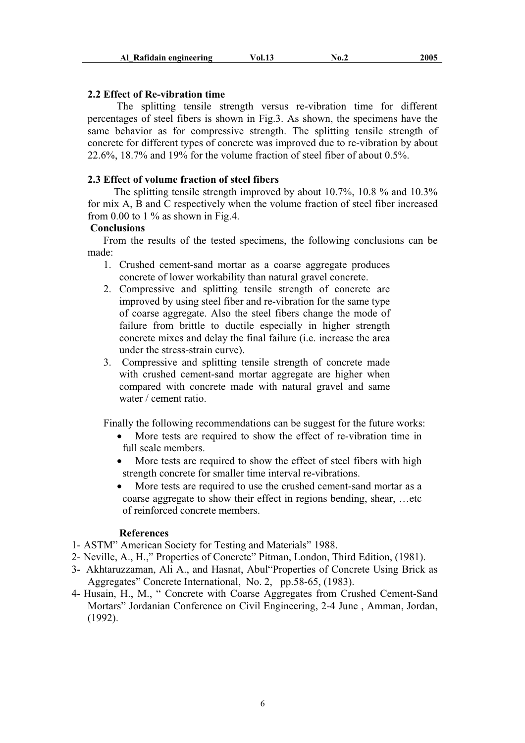### 2.2 Effect of Re-vibration time

The splitting tensile strength versus re-vibration time for different percentages of steel fibers is shown in Fig.3. As shown, the specimens have the same behavior as for compressive strength. The splitting tensile strength of concrete for different types of concrete was improved due to re-vibration by about 22.6%, 18.7% and 19% for the volume fraction of steel fiber of about 0.5%.

### 2.3 Effect of volume fraction of steel fibers

The splitting tensile strength improved by about 10.7%, 10.8 % and 10.3% for mix A, B and C respectively when the volume fraction of steel fiber increased from 0.00 to 1 % as shown in Fig.4.

## Conclusions

From the results of the tested specimens, the following conclusions can be made:

1. Crushed cement-sand mortar as a coarse aggregate produces concrete of lower workability than natural gravel concrete.
2. Compressive and splitting tensile strength of concrete are improved by using steel fiber and re-vibration for the same type of coarse aggregate. Also the steel fibers change the mode of failure from brittle to ductile especially in higher strength concrete mixes and delay the final failure (i.e. increase the area under the stress-strain curve).
3. Compressive and splitting tensile strength of concrete made with crushed cement-sand mortar aggregate are higher when compared with concrete made with natural gravel and same water / cement ratio.

Finally the following recommendations can be suggest for the future works:

- More tests are required to show the effect of re-vibration time in full scale members.
- More tests are required to show the effect of steel fibers with high strength concrete for smaller time interval re-vibrations.
- More tests are required to use the crushed cement-sand mortar as a coarse aggregate to show their effect in regions bending, shear, …etc of reinforced concrete members.

## References

1- ASTM" American Society for Testing and Materials" 1988.

2- Neville, A., H.," Properties of Concrete" Pitman, London, Third Edition, (1981).

3- Akhtaruzzaman, Ali A., and Hasnat, Abul"Properties of Concrete Using Brick as Aggregates" Concrete International, No. 2, pp.58-65, (1983).

4- Husain, H., M., " Concrete with Coarse Aggregates from Crushed Cement-Sand Mortars" Jordanian Conference on Civil Engineering, 2-4 June , Amman, Jordan, (1992).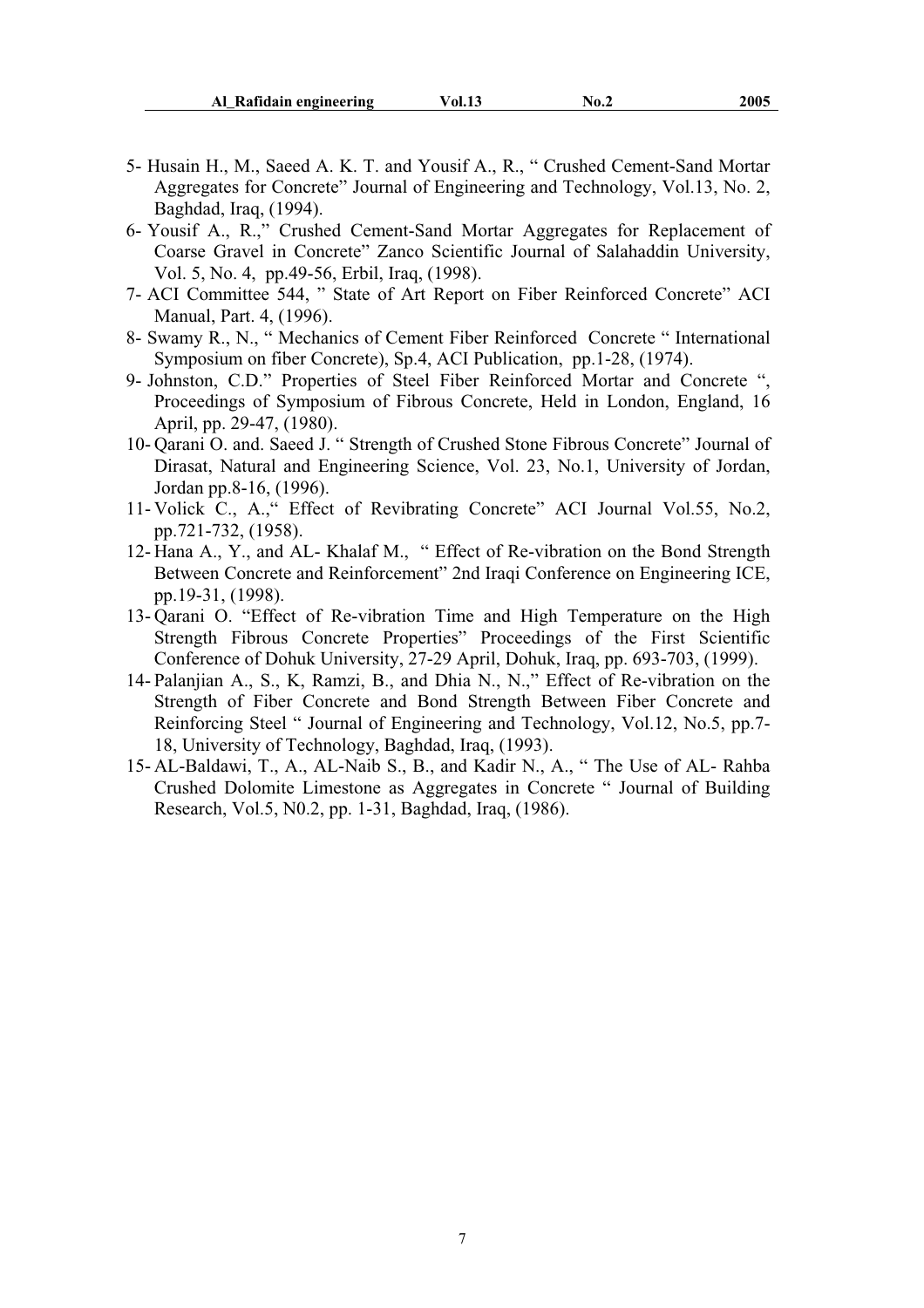5- Husain H., M., Saeed A. K. T. and Yousif A., R., " Crushed Cement-Sand Mortar Aggregates for Concrete" Journal of Engineering and Technology, Vol.13, No. 2, Baghdad, Iraq, (1994).

6- Yousif A., R.," Crushed Cement-Sand Mortar Aggregates for Replacement of Coarse Gravel in Concrete" Zanco Scientific Journal of Salahaddin University, Vol. 5, No. 4, pp.49-56, Erbil, Iraq, (1998).

7- ACI Committee 544, " State of Art Report on Fiber Reinforced Concrete" ACI Manual, Part. 4, (1996).

8- Swamy R., N., " Mechanics of Cement Fiber Reinforced Concrete " International Symposium on fiber Concrete), Sp.4, ACI Publication, pp.1-28, (1974).

9- Johnston, C.D." Properties of Steel Fiber Reinforced Mortar and Concrete ", Proceedings of Symposium of Fibrous Concrete, Held in London, England, 16 April, pp. 29-47, (1980).

10- Qarani O. and. Saeed J. " Strength of Crushed Stone Fibrous Concrete" Journal of Dirasat, Natural and Engineering Science, Vol. 23, No.1, University of Jordan, Jordan pp.8-16, (1996).

11- Volick C., A.," Effect of Revibrating Concrete" ACI Journal Vol.55, No.2, pp.721-732, (1958).

12- Hana A., Y., and AL- Khalaf M., " Effect of Re-vibration on the Bond Strength Between Concrete and Reinforcement" 2nd Iraqi Conference on Engineering ICE, pp.19-31, (1998).

13- Qarani O. "Effect of Re-vibration Time and High Temperature on the High Strength Fibrous Concrete Properties" Proceedings of the First Scientific Conference of Dohuk University, 27-29 April, Dohuk, Iraq, pp. 693-703, (1999).

14- Palanjian A., S., K, Ramzi, B., and Dhia N., N.," Effect of Re-vibration on the Strength of Fiber Concrete and Bond Strength Between Fiber Concrete and Reinforcing Steel " Journal of Engineering and Technology, Vol.12, No.5, pp.7-18, University of Technology, Baghdad, Iraq, (1993).

15- AL-Baldawi, T., A., AL-Naib S., B., and Kadir N., A., " The Use of AL- Rahba Crushed Dolomite Limestone as Aggregates in Concrete " Journal of Building Research, Vol.5, N0.2, pp. 1-31, Baghdad, Iraq, (1986).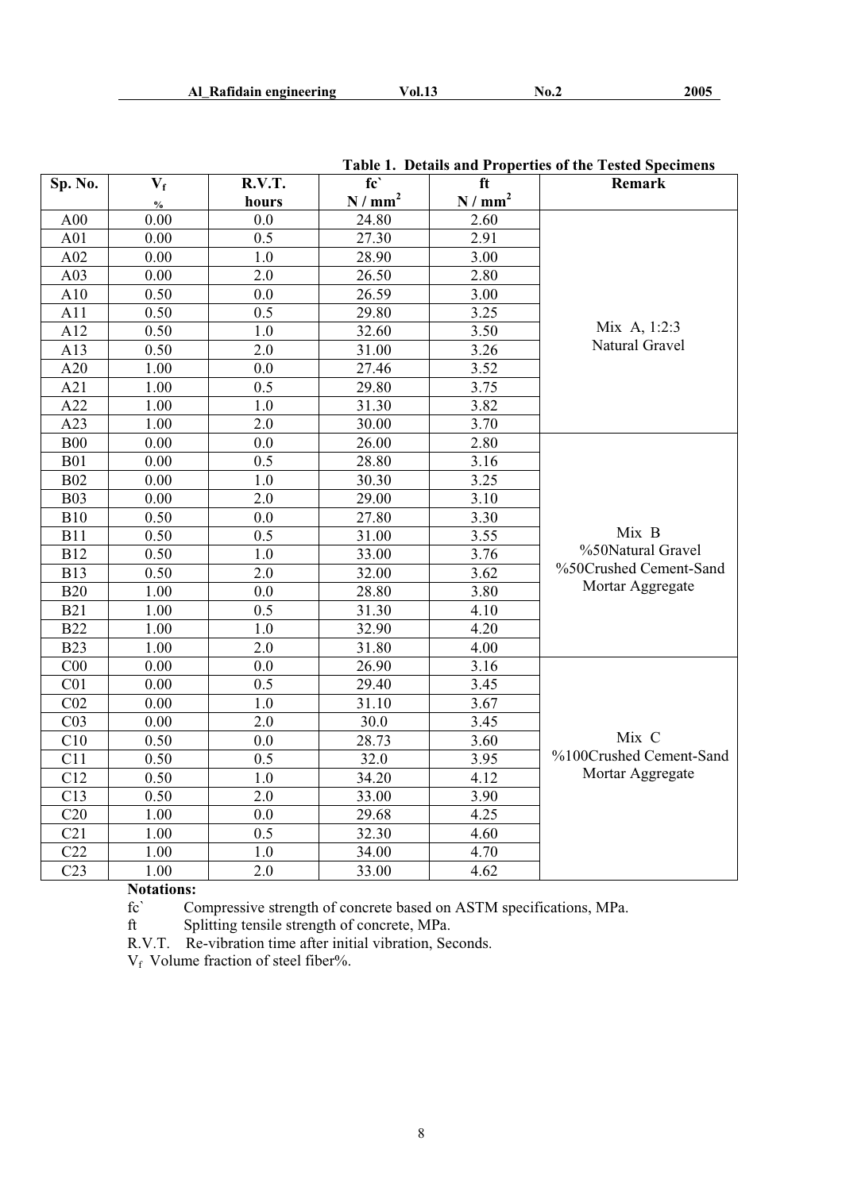**Table 1. Details and Properties of the Tested Specimens**

| Sp. No. | $V_f$ % | R.V.T. hours | fc` $N/mm^2$ | ft $N/mm^2$ | Remark |
|---|---|---|---|---|---|
| A00 | 0.00 | 0.0 | 24.80 | 2.60 | Mix A, 1:2:3 Natural Gravel |
| A01 | 0.00 | 0.5 | 27.30 | 2.91 | |
| A02 | 0.00 | 1.0 | 28.90 | 3.00 | |
| A03 | 0.00 | 2.0 | 26.50 | 2.80 | |
| A10 | 0.50 | 0.0 | 26.59 | 3.00 | |
| A11 | 0.50 | 0.5 | 29.80 | 3.25 | |
| A12 | 0.50 | 1.0 | 32.60 | 3.50 | |
| A13 | 0.50 | 2.0 | 31.00 | 3.26 | |
| A20 | 1.00 | 0.0 | 27.46 | 3.52 | |
| A21 | 1.00 | 0.5 | 29.80 | 3.75 | |
| A22 | 1.00 | 1.0 | 31.30 | 3.82 | |
| A23 | 1.00 | 2.0 | 30.00 | 3.70 | |
| B00 | 0.00 | 0.0 | 26.00 | 2.80 | Mix B %50Natural Gravel %50Crushed Cement-Sand Mortar Aggregate |
| B01 | 0.00 | 0.5 | 28.80 | 3.16 | |
| B02 | 0.00 | 1.0 | 30.30 | 3.25 | |
| B03 | 0.00 | 2.0 | 29.00 | 3.10 | |
| B10 | 0.50 | 0.0 | 27.80 | 3.30 | |
| B11 | 0.50 | 0.5 | 31.00 | 3.55 | |
| B12 | 0.50 | 1.0 | 33.00 | 3.76 | |
| B13 | 0.50 | 2.0 | 32.00 | 3.62 | |
| B20 | 1.00 | 0.0 | 28.80 | 3.80 | |
| B21 | 1.00 | 0.5 | 31.30 | 4.10 | |
| B22 | 1.00 | 1.0 | 32.90 | 4.20 | |
| B23 | 1.00 | 2.0 | 31.80 | 4.00 | |
| C00 | 0.00 | 0.0 | 26.90 | 3.16 | Mix C %100Crushed Cement-Sand Mortar Aggregate |
| C01 | 0.00 | 0.5 | 29.40 | 3.45 | |
| C02 | 0.00 | 1.0 | 31.10 | 3.67 | |
| C03 | 0.00 | 2.0 | 30.0 | 3.45 | |
| C10 | 0.50 | 0.0 | 28.73 | 3.60 | |
| C11 | 0.50 | 0.5 | 32.0 | 3.95 | |
| C12 | 0.50 | 1.0 | 34.20 | 4.12 | |
| C13 | 0.50 | 2.0 | 33.00 | 3.90 | |
| C20 | 1.00 | 0.0 | 29.68 | 4.25 | |
| C21 | 1.00 | 0.5 | 32.30 | 4.60 | |
| C22 | 1.00 | 1.0 | 34.00 | 4.70 | |
| C23 | 1.00 | 2.0 | 33.00 | 4.62 | |

**Notations:**

fc` Compressive strength of concrete based on ASTM specifications, MPa.

ft Splitting tensile strength of concrete, MPa.

R.V.T. Re-vibration time after initial vibration, Seconds.

$V_f$ Volume fraction of steel fiber%.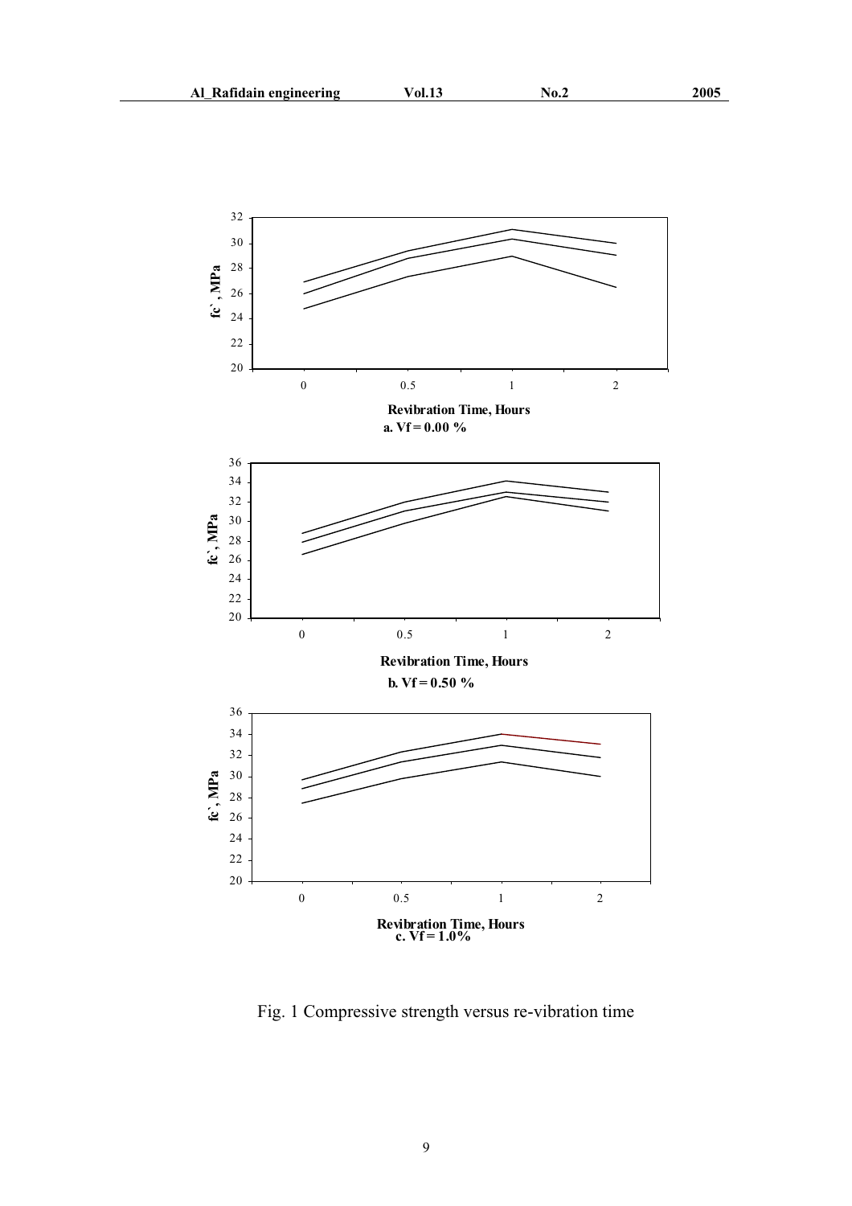a. Vf = 0.00 %

b. Vf = 0.50 %

c. Vf = 1.0%

Fig. 1 Compressive strength versus re-vibration time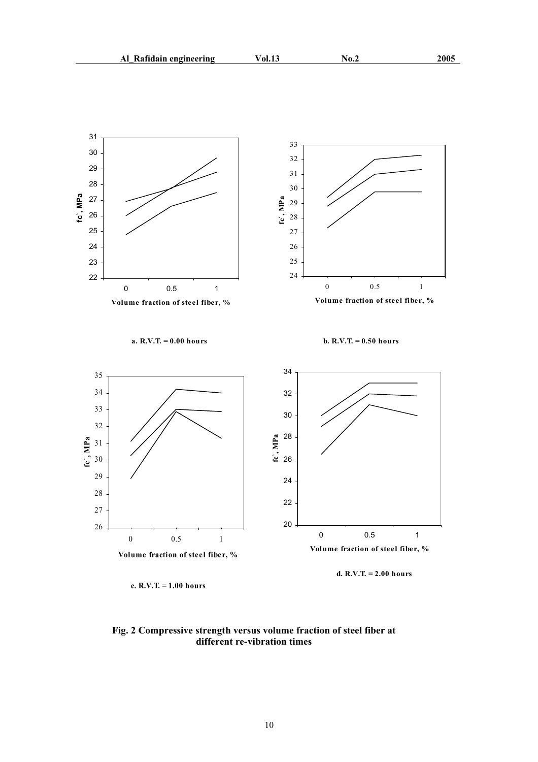a. R.V.T. = 0.00 hours

b. R.V.T. = 0.50 hours

c. R.V.T. = 1.00 hours

d. R.V.T. = 2.00 hours

**Fig. 2 Compressive strength versus volume fraction of steel fiber at different re-vibration times**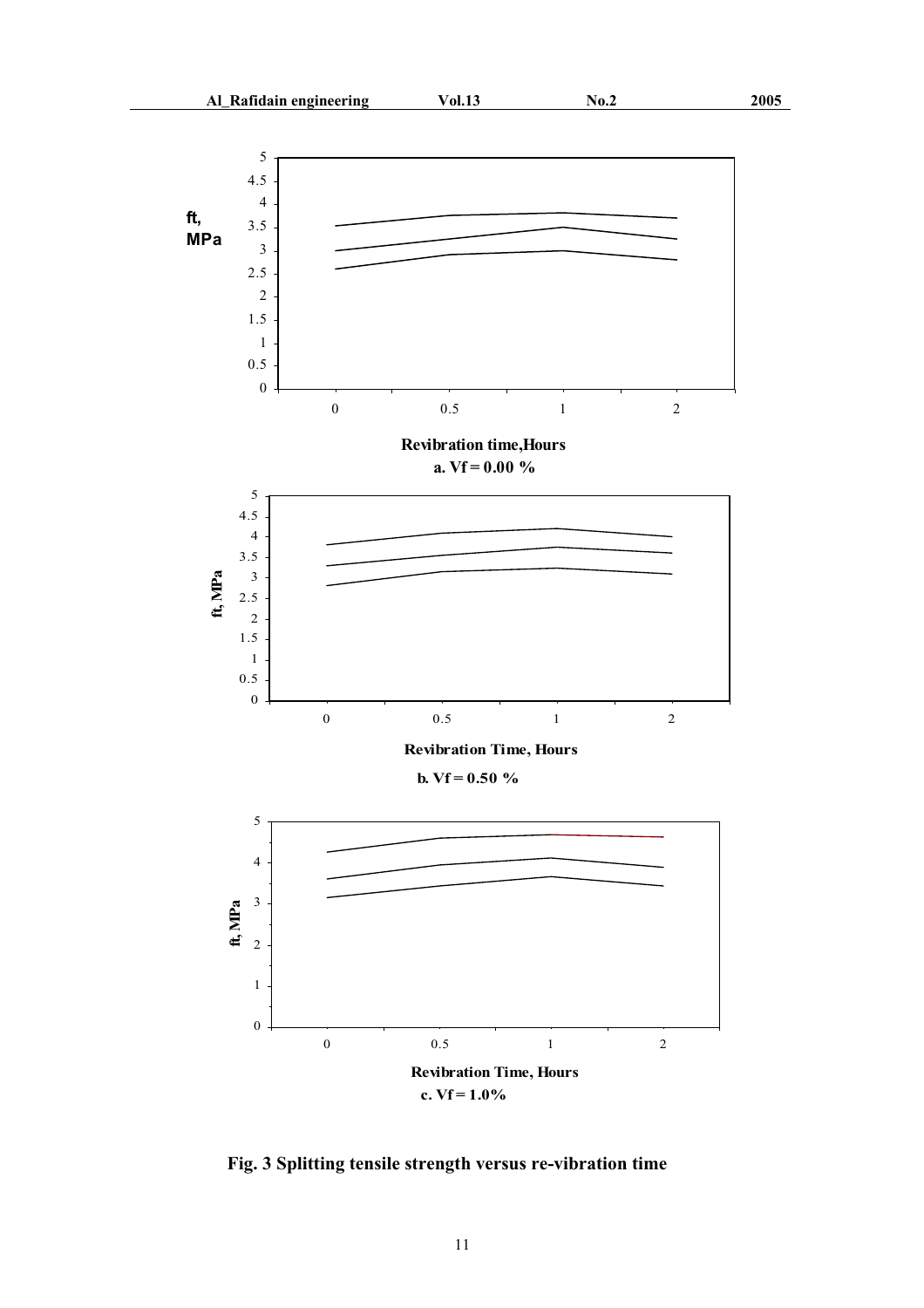a. Vf = 0.00 %

b. Vf = 0.50 %

c. Vf = 1.0%

**Fig. 3 Splitting tensile strength versus re-vibration time**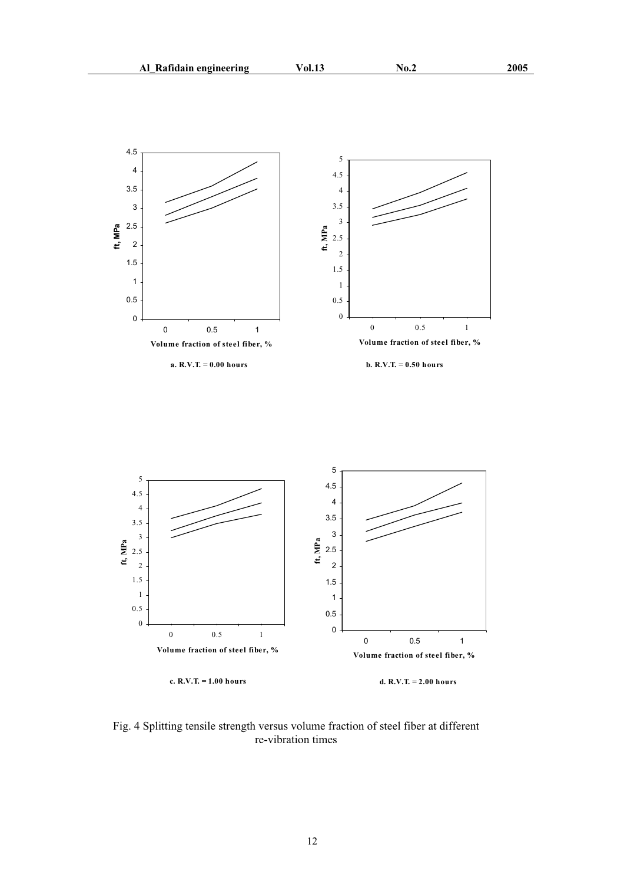4.5
4
3.5
3
2.5
2
1.5
1
0.5
0

ft, MPa

0 0.5 1

Volume fraction of steel fiber, %

a. R.V.T. = 0.00 hours

5
4.5
4
3.5
3
2.5
2
1.5
1
0.5
0

ft, MPa

0 0.5 1

Volume fraction of steel fiber, %

b. R.V.T. = 0.50 hours

5
4.5
4
3.5
3
2.5
2
1.5
1
0.5
0

ft, MPa

0 0.5 1

Volume fraction of steel fiber, %

c. R.V.T. = 1.00 hours

5
4.5
4
3.5
3
2.5
2
1.5
1
0.5
0

ft, MPa

0 0.5 1

Volume fraction of steel fiber, %

d. R.V.T. = 2.00 hours

Fig. 4 Splitting tensile strength versus volume fraction of steel fiber at different re-vibration times